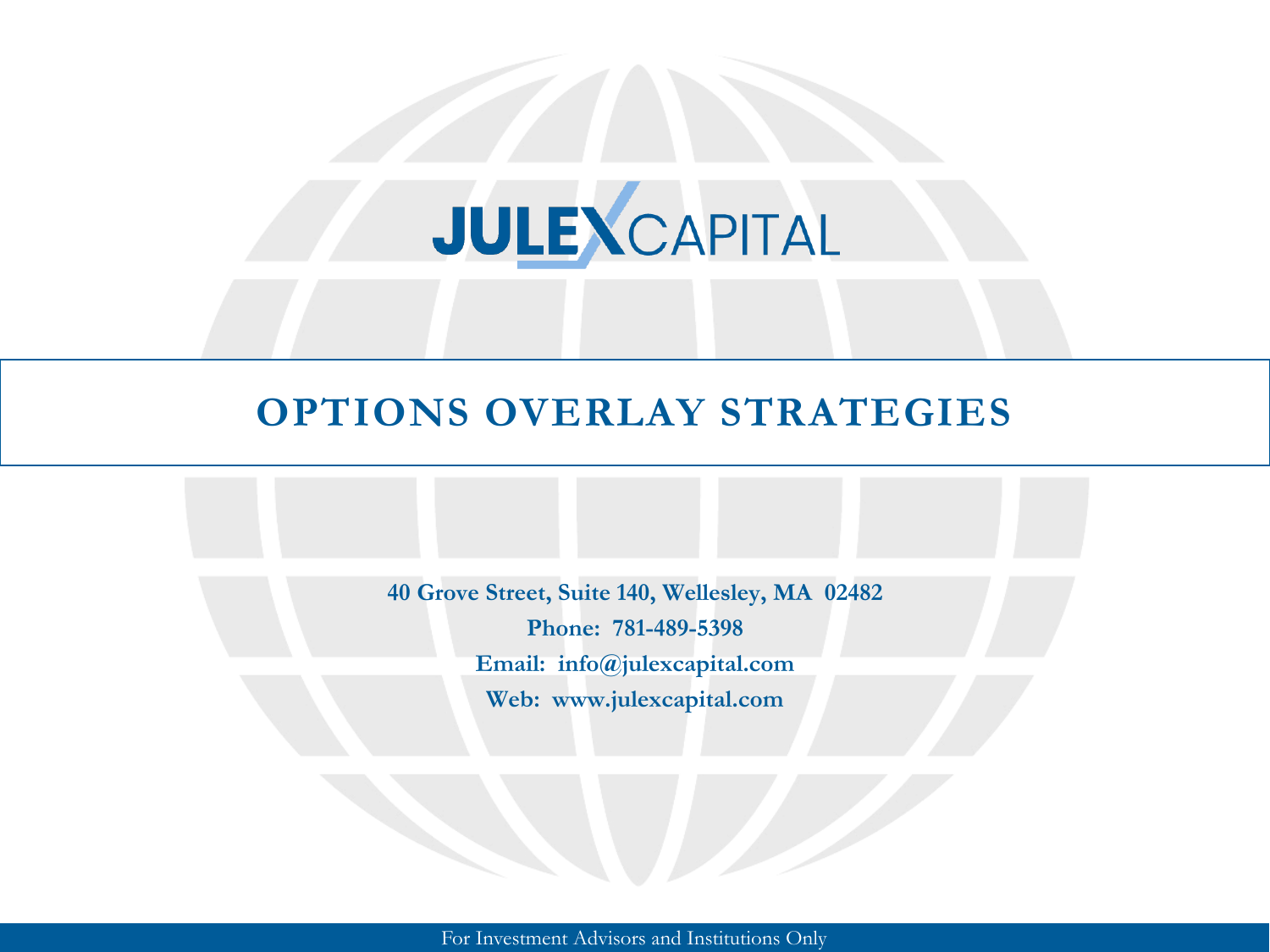JULEX CAPITAL

# OPTIONS OVERLAY STRATEGIES

**40 Grove Street, Suite 140, Wellesley, MA 02482**

**Phone: 781-489-5398**

**Email: info@julexcapital.com**

**Web: www.julexcapital.com**

For Investment Advisors and Institutions Only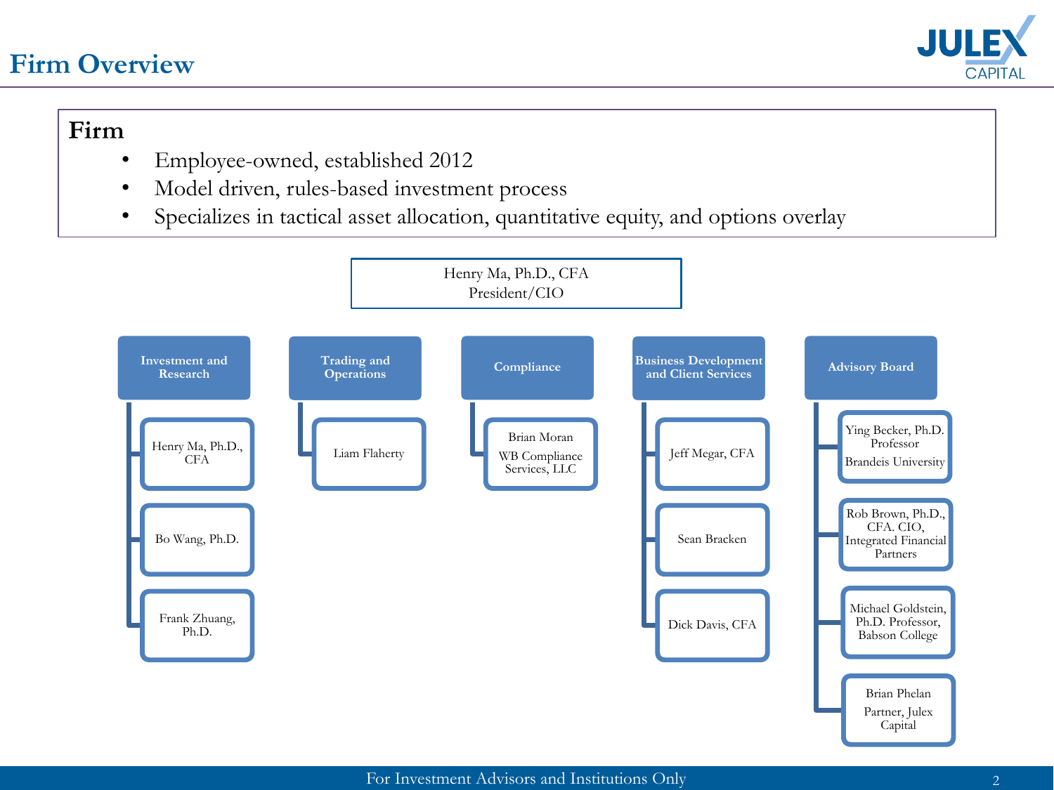# Firm Overview

JULEX CAPITAL

## Firm

- Employee-owned, established 2012
- Model driven, rules-based investment process
- Specializes in tactical asset allocation, quantitative equity, and options overlay

**Henry Ma, Ph.D., CFA**
President/CIO

### Investment and Research
- Henry Ma, Ph.D., CFA
- Bo Wang, Ph.D.
- Frank Zhuang, Ph.D.

### Trading and Operations
- Liam Flaherty

### Compliance
- Brian Moran
  WB Compliance Services, LLC

### Business Development and Client Services
- Jeff Megar, CFA
- Sean Bracken
- Dick Davis, CFA

### Advisory Board
- Ying Becker, Ph.D. Professor
  Brandeis University
- Rob Brown, Ph.D., CFA. CIO, Integrated Financial Partners
- Michael Goldstein, Ph.D. Professor, Babson College
- Brian Phelan
  Partner, Julex Capital

For Investment Advisors and Institutions Only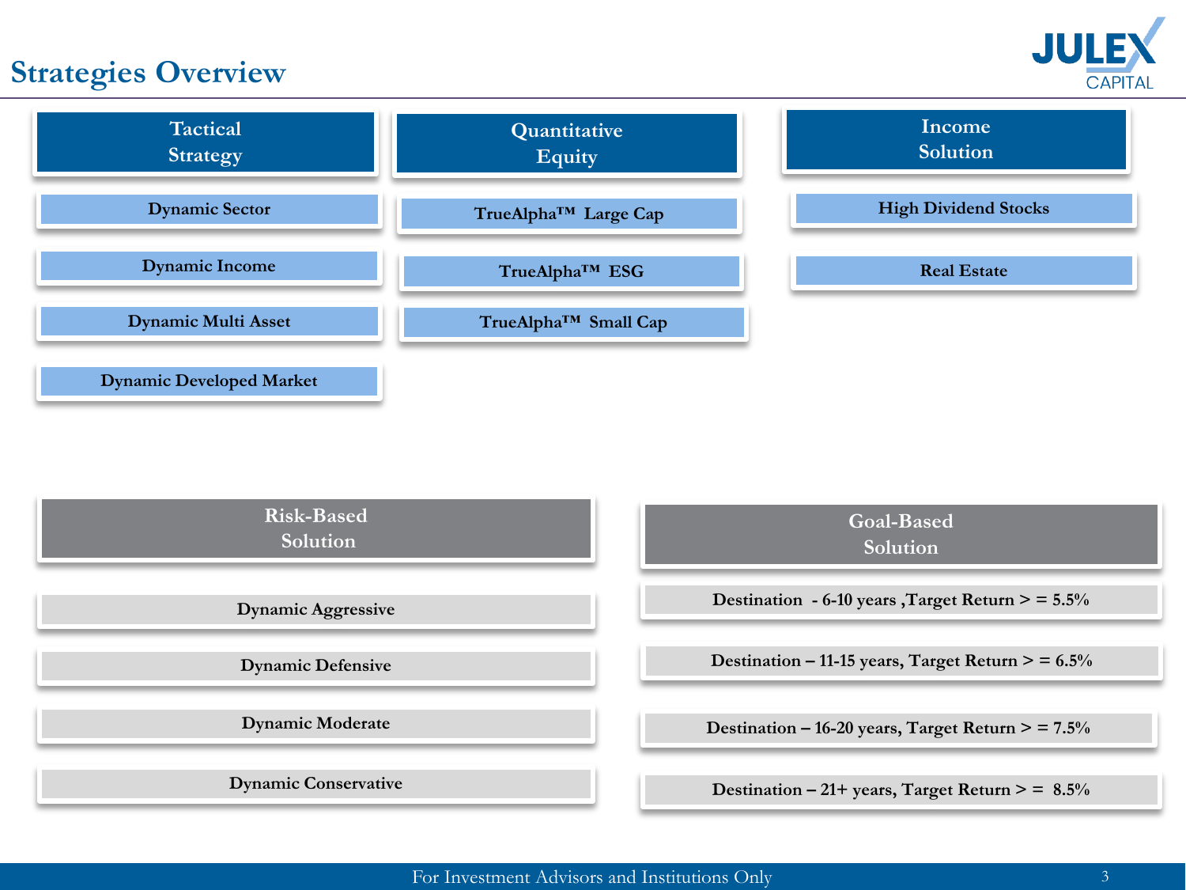# Strategies Overview

## Tactical Strategy

- Dynamic Sector
- Dynamic Income
- Dynamic Multi Asset
- Dynamic Developed Market

## Quantitative Equity

- TrueAlpha™ Large Cap
- TrueAlpha™ ESG
- TrueAlpha™ Small Cap

## Income Solution

- High Dividend Stocks
- Real Estate

## Risk-Based Solution

- Dynamic Aggressive
- Dynamic Defensive
- Dynamic Moderate
- Dynamic Conservative

## Goal-Based Solution

- Destination - 6-10 years ,Target Return > = 5.5%
- Destination – 11-15 years, Target Return > = 6.5%
- Destination – 16-20 years, Target Return > = 7.5%
- Destination – 21+ years, Target Return > = 8.5%

For Investment Advisors and Institutions Only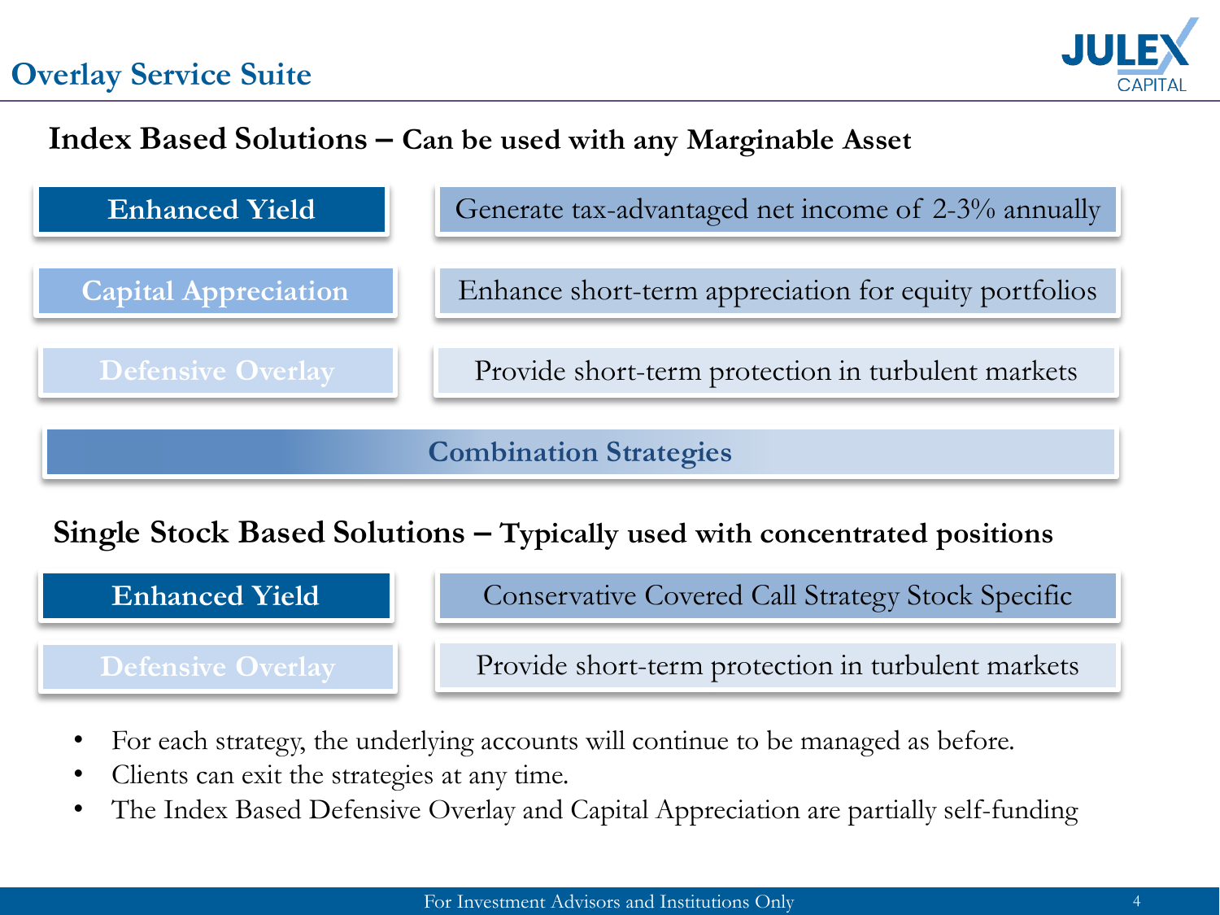# Overlay Service Suite

## Index Based Solutions – Can be used with any Marginable Asset

| Strategy | Description |
| --- | --- |
| Enhanced Yield | Generate tax-advantaged net income of 2-3% annually |
| Capital Appreciation | Enhance short-term appreciation for equity portfolios |
| Defensive Overlay | Provide short-term protection in turbulent markets |

**Combination Strategies**

## Single Stock Based Solutions – Typically used with concentrated positions

| Strategy | Description |
| --- | --- |
| Enhanced Yield | Conservative Covered Call Strategy Stock Specific |
| Defensive Overlay | Provide short-term protection in turbulent markets |

- For each strategy, the underlying accounts will continue to be managed as before.
- Clients can exit the strategies at any time.
- The Index Based Defensive Overlay and Capital Appreciation are partially self-funding

For Investment Advisors and Institutions Only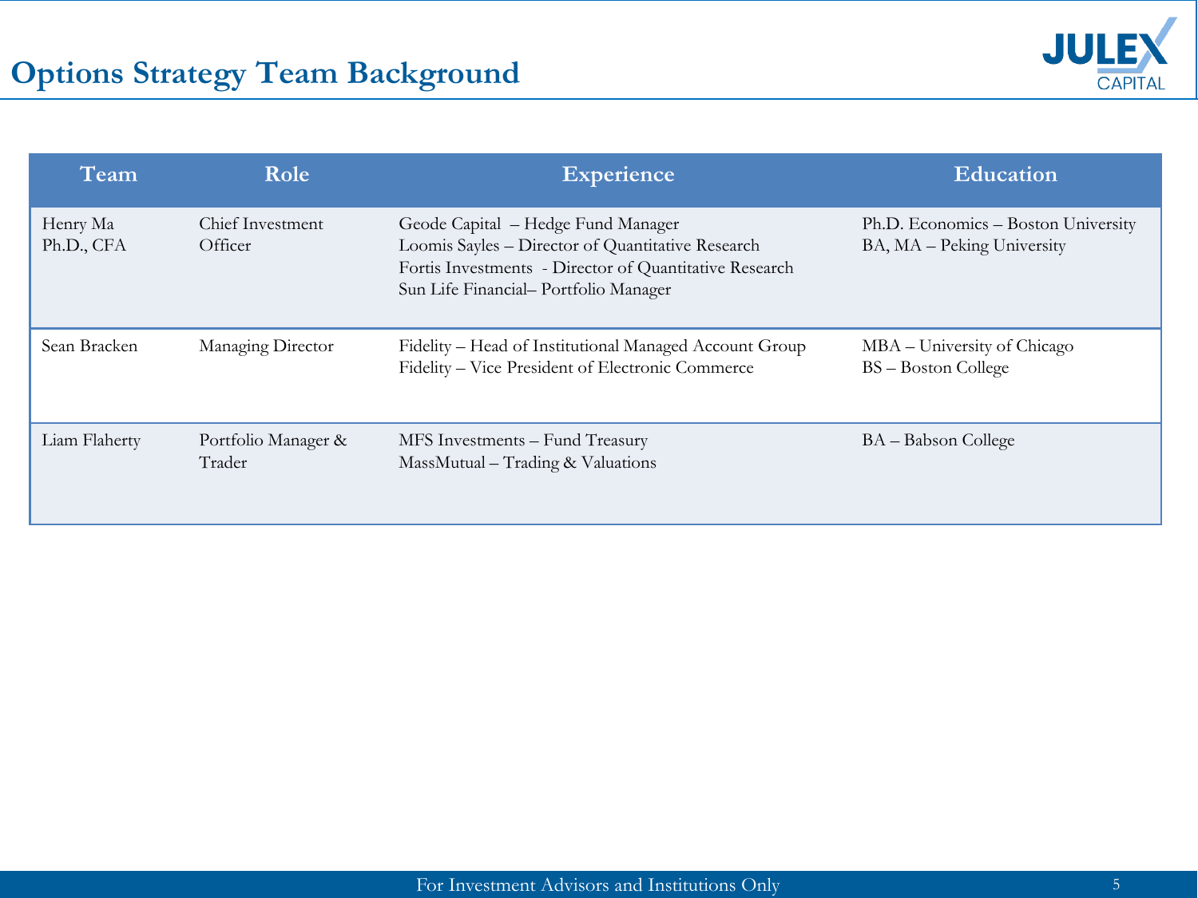# Options Strategy Team Background

| Team | Role | Experience | Education |
|---|---|---|---|
| Henry Ma Ph.D., CFA | Chief Investment Officer | Geode Capital – Hedge Fund Manager<br>Loomis Sayles – Director of Quantitative Research<br>Fortis Investments - Director of Quantitative Research<br>Sun Life Financial– Portfolio Manager | Ph.D. Economics – Boston University<br>BA, MA – Peking University |
| Sean Bracken | Managing Director | Fidelity – Head of Institutional Managed Account Group<br>Fidelity – Vice President of Electronic Commerce | MBA – University of Chicago<br>BS – Boston College |
| Liam Flaherty | Portfolio Manager & Trader | MFS Investments – Fund Treasury<br>MassMutual – Trading & Valuations | BA – Babson College |

For Investment Advisors and Institutions Only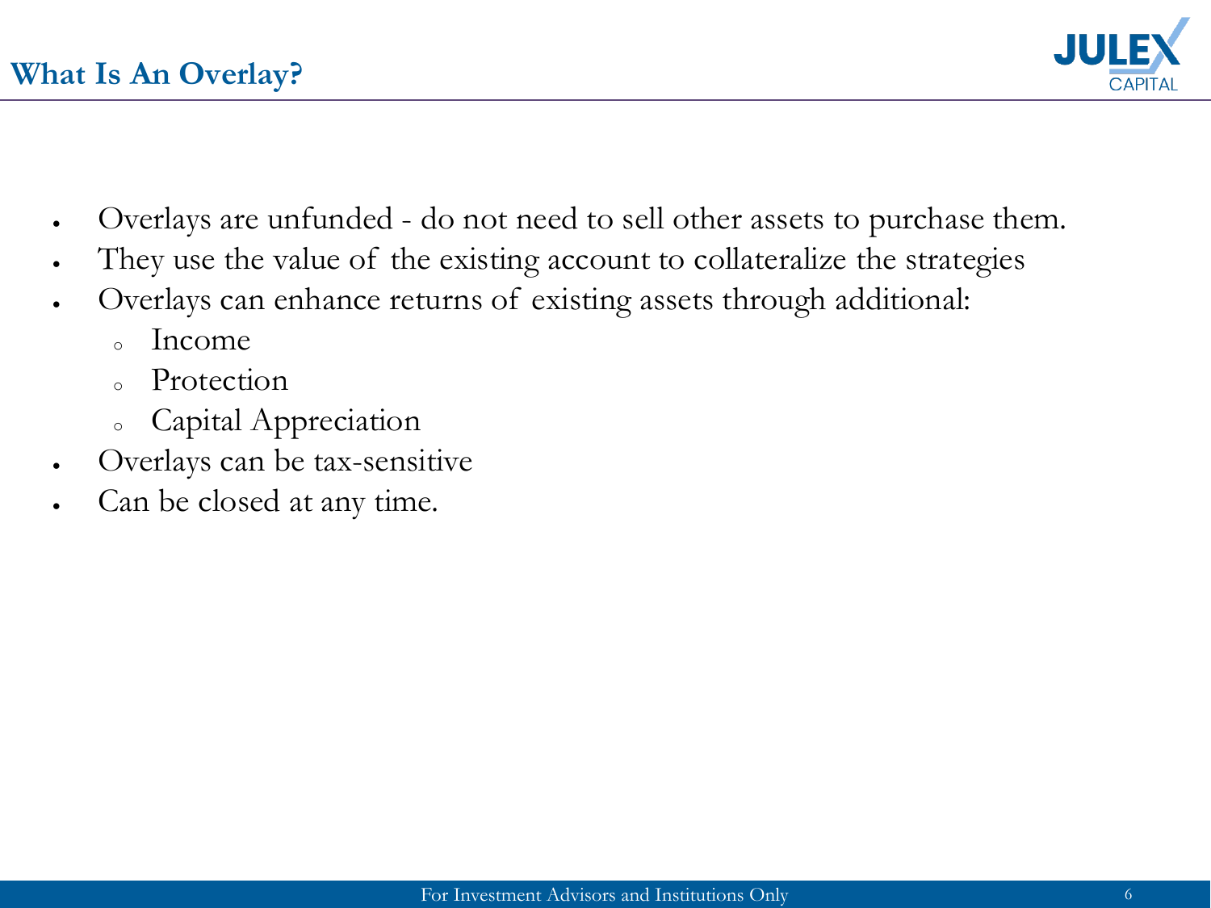# What Is An Overlay?

- Overlays are unfunded - do not need to sell other assets to purchase them.
- They use the value of the existing account to collateralize the strategies
- Overlays can enhance returns of existing assets through additional:
  - Income
  - Protection
  - Capital Appreciation
- Overlays can be tax-sensitive
- Can be closed at any time.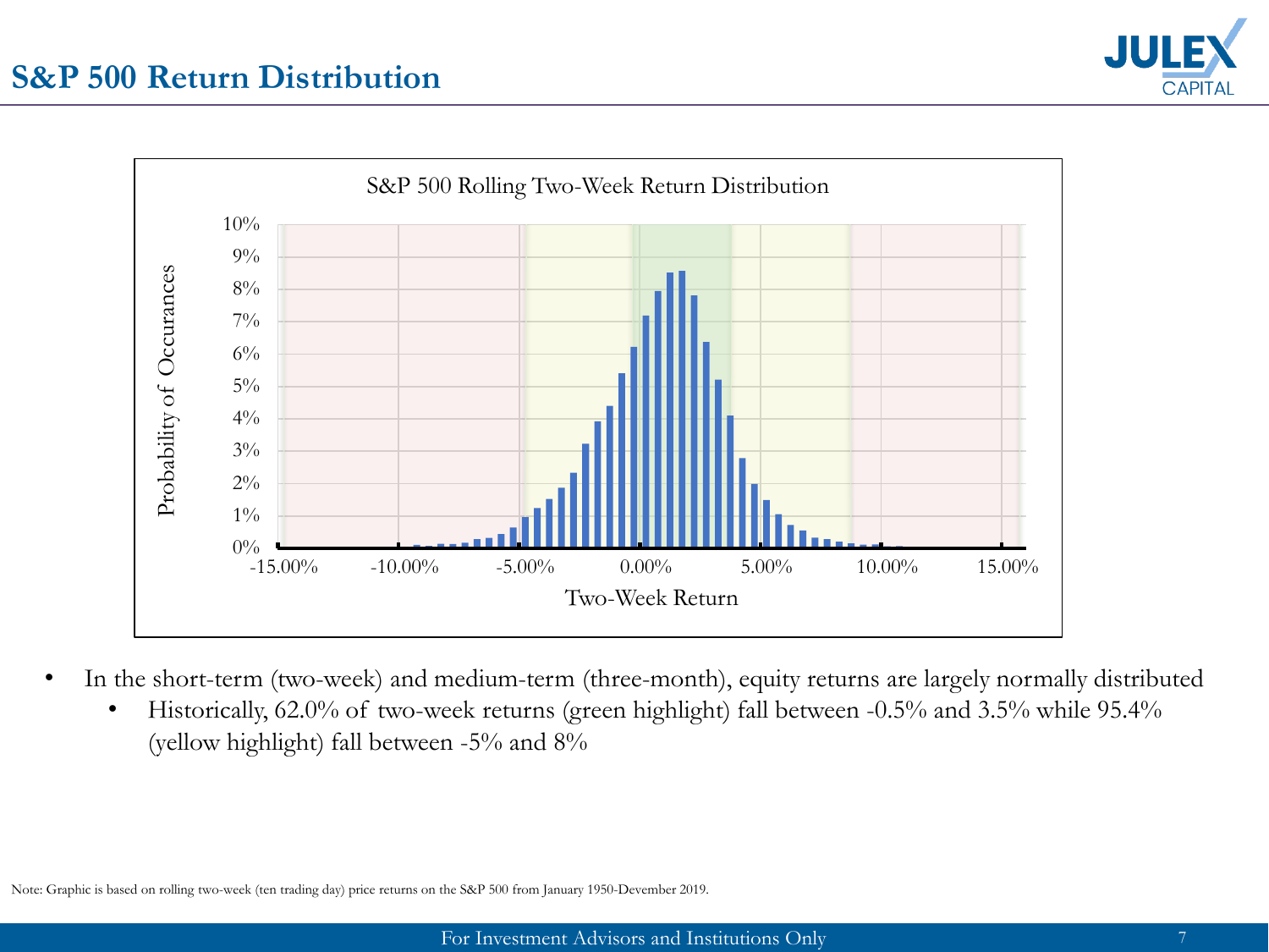# S&P 500 Return Distribution

S&P 500 Rolling Two-Week Return Distribution

- In the short-term (two-week) and medium-term (three-month), equity returns are largely normally distributed
  - Historically, 62.0% of two-week returns (green highlight) fall between -0.5% and 3.5% while 95.4% (yellow highlight) fall between -5% and 8%

Note: Graphic is based on rolling two-week (ten trading day) price returns on the S&P 500 from January 1950-Devember 2019.

For Investment Advisors and Institutions Only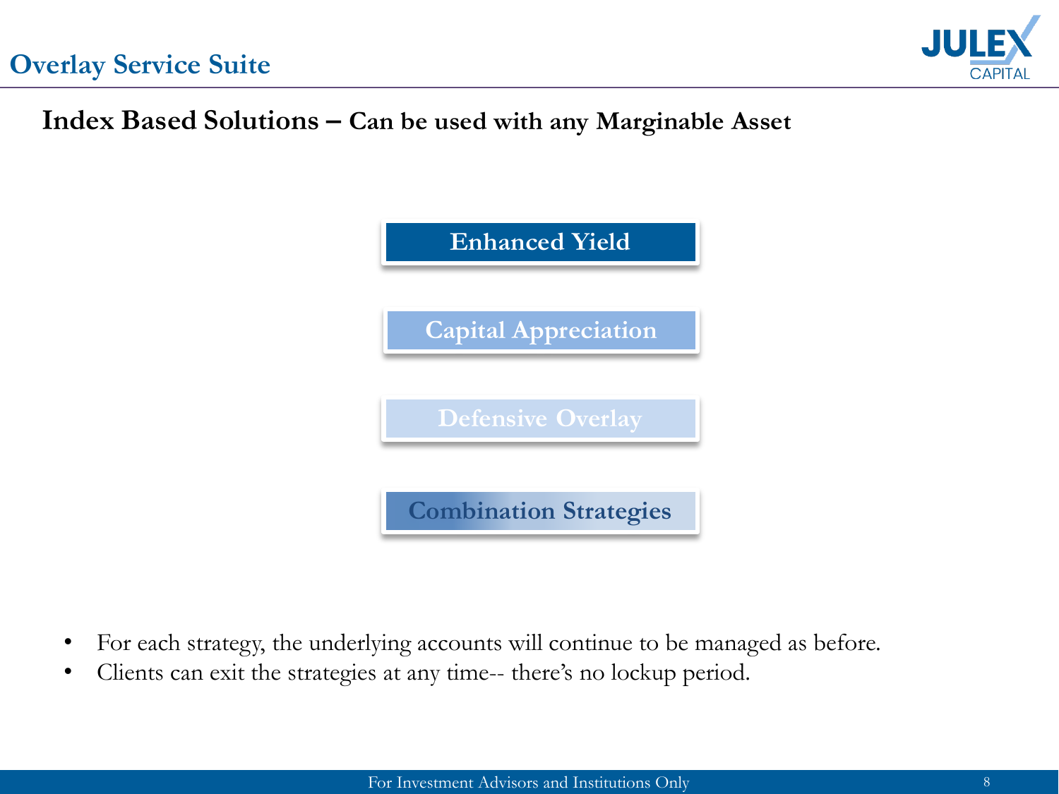# Overlay Service Suite

## Index Based Solutions – Can be used with any Marginable Asset

**Enhanced Yield**

**Capital Appreciation**

**Defensive Overlay**

**Combination Strategies**

- For each strategy, the underlying accounts will continue to be managed as before.
- Clients can exit the strategies at any time-- there's no lockup period.

For Investment Advisors and Institutions Only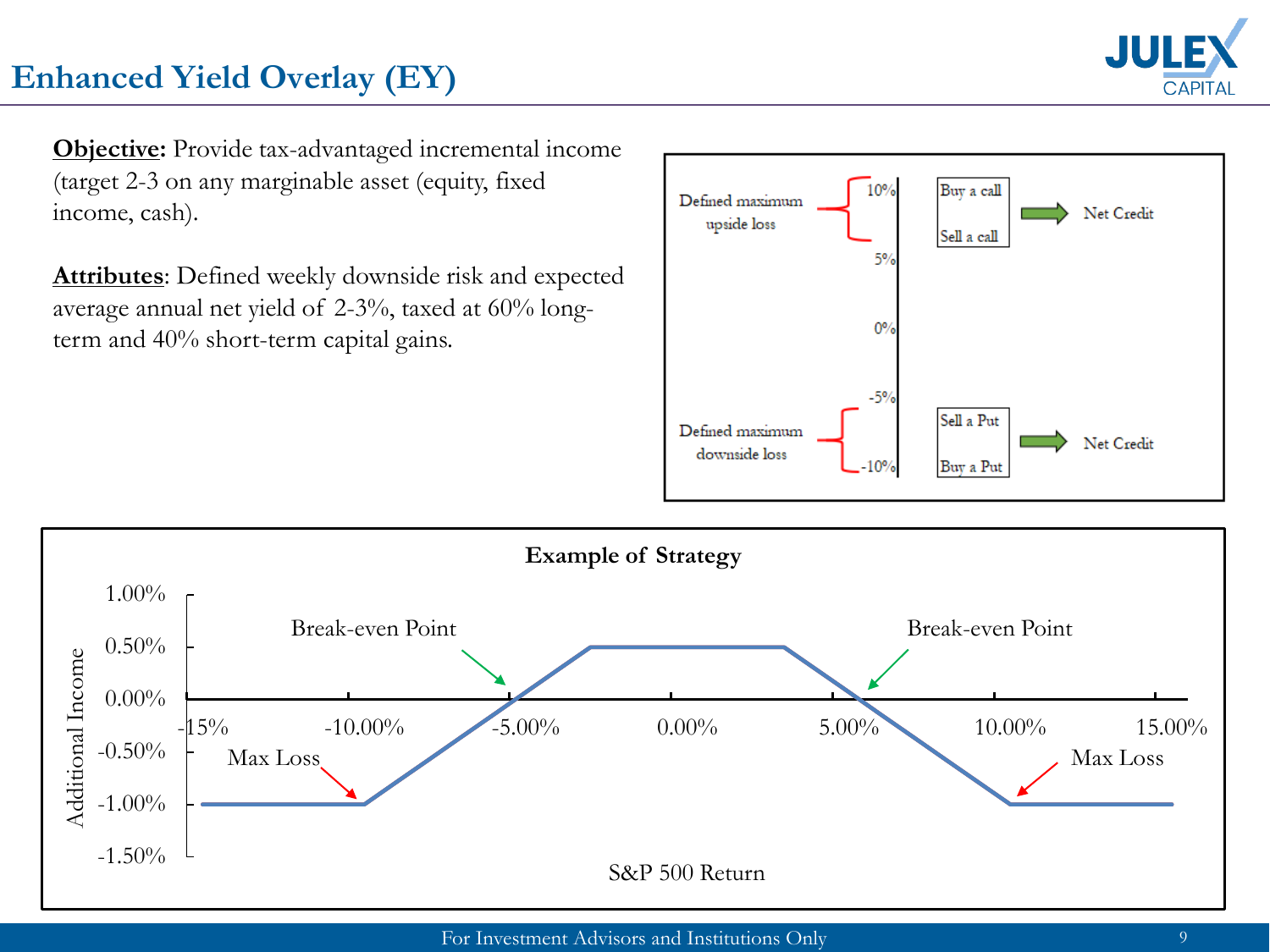# Enhanced Yield Overlay (EY)

**Objective:** Provide tax-advantaged incremental income (target 2-3 on any marginable asset (equity, fixed income, cash).

**Attributes**: Defined weekly downside risk and expected average annual net yield of 2-3%, taxed at 60% long-term and 40% short-term capital gains.

Defined maximum upside loss — 10% / 5% — Buy a call / Sell a call → Net Credit

0%

Defined maximum downside loss — -5% / -10% — Sell a Put / Buy a Put → Net Credit

**Example of Strategy**

Additional Income (1.00%, 0.50%, 0.00%, -0.50%, -1.00%, -1.50%) vs. S&P 500 Return (-15%, -10.00%, -5.00%, 0.00%, 5.00%, 10.00%, 15.00%)

Break-even Point — Break-even Point

Max Loss — Max Loss

For Investment Advisors and Institutions Only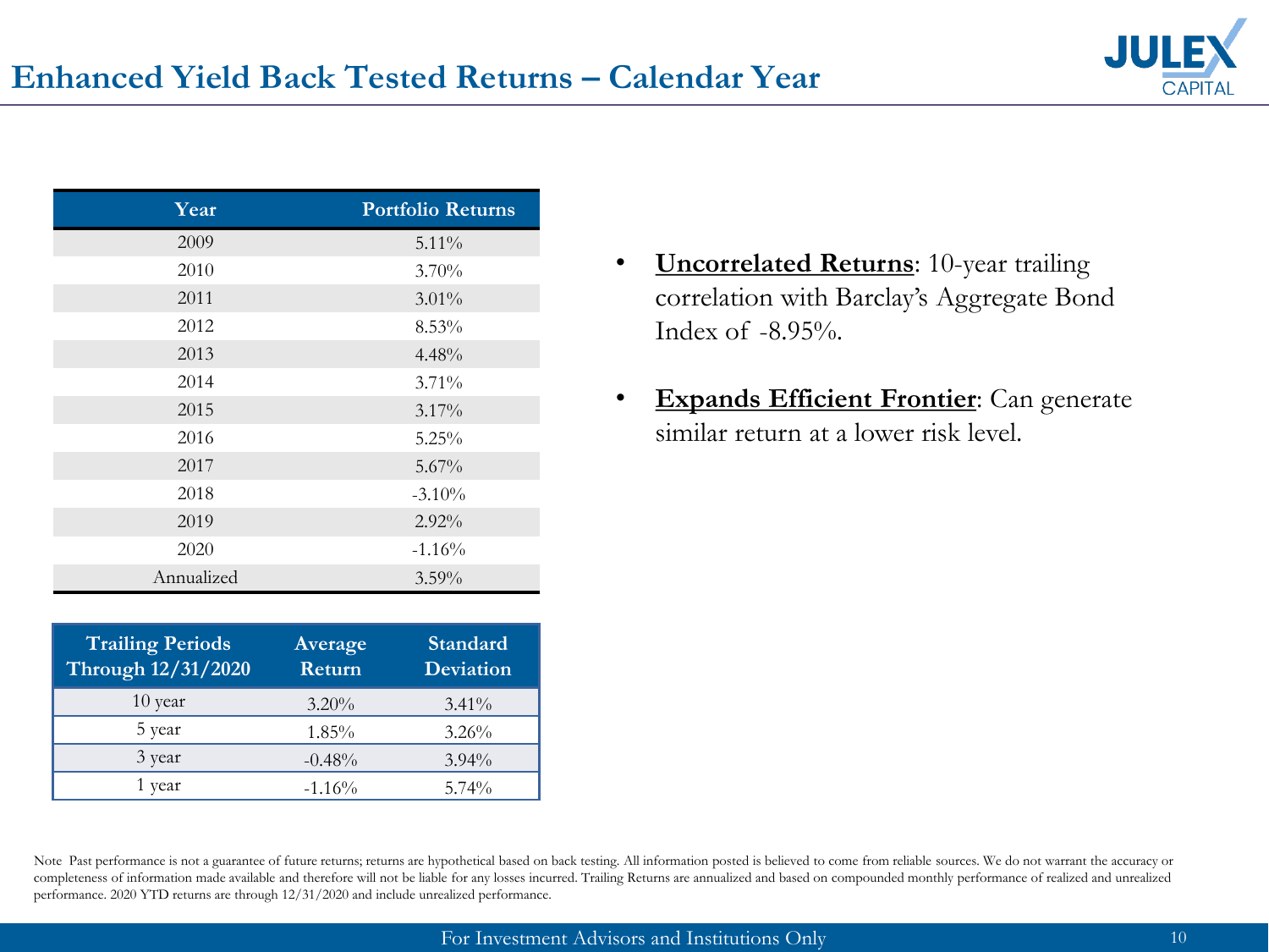# Enhanced Yield Back Tested Returns – Calendar Year

| Year | Portfolio Returns |
|---|---|
| 2009 | 5.11% |
| 2010 | 3.70% |
| 2011 | 3.01% |
| 2012 | 8.53% |
| 2013 | 4.48% |
| 2014 | 3.71% |
| 2015 | 3.17% |
| 2016 | 5.25% |
| 2017 | 5.67% |
| 2018 | -3.10% |
| 2019 | 2.92% |
| 2020 | -1.16% |
| Annualized | 3.59% |

| Trailing Periods Through 12/31/2020 | Average Return | Standard Deviation |
|---|---|---|
| 10 year | 3.20% | 3.41% |
| 5 year | 1.85% | 3.26% |
| 3 year | -0.48% | 3.94% |
| 1 year | -1.16% | 5.74% |

- **Uncorrelated Returns**: 10-year trailing correlation with Barclay's Aggregate Bond Index of -8.95%.
- **Expands Efficient Frontier**: Can generate similar return at a lower risk level.

Note Past performance is not a guarantee of future returns; returns are hypothetical based on back testing. All information posted is believed to come from reliable sources. We do not warrant the accuracy or completeness of information made available and therefore will not be liable for any losses incurred. Trailing Returns are annualized and based on compounded monthly performance of realized and unrealized performance. 2020 YTD returns are through 12/31/2020 and include unrealized performance.

For Investment Advisors and Institutions Only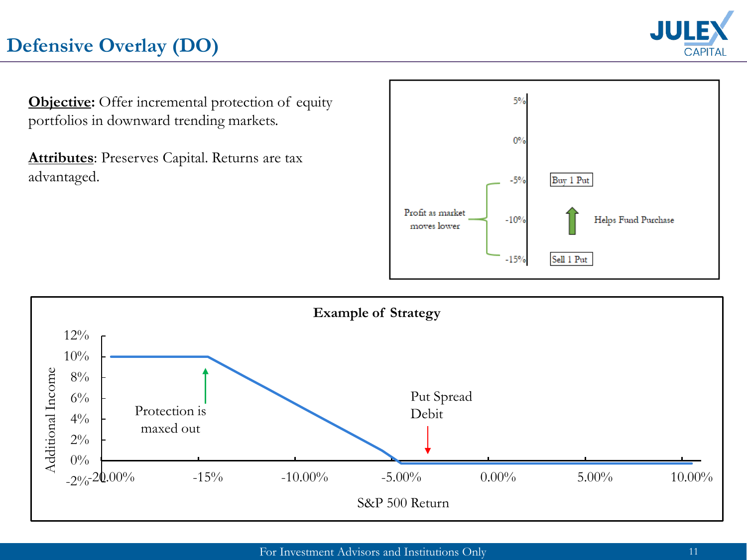# Defensive Overlay (DO)

**Objective:** Offer incremental protection of equity portfolios in downward trending markets.

**Attributes**: Preserves Capital. Returns are tax advantaged.

5%

0%

-5% Buy 1 Put

Profit as market moves lower

-10% Helps Fund Purchase

-15% Sell 1 Put

**Example of Strategy**

Protection is maxed out

Put Spread Debit

Additional Income

S&P 500 Return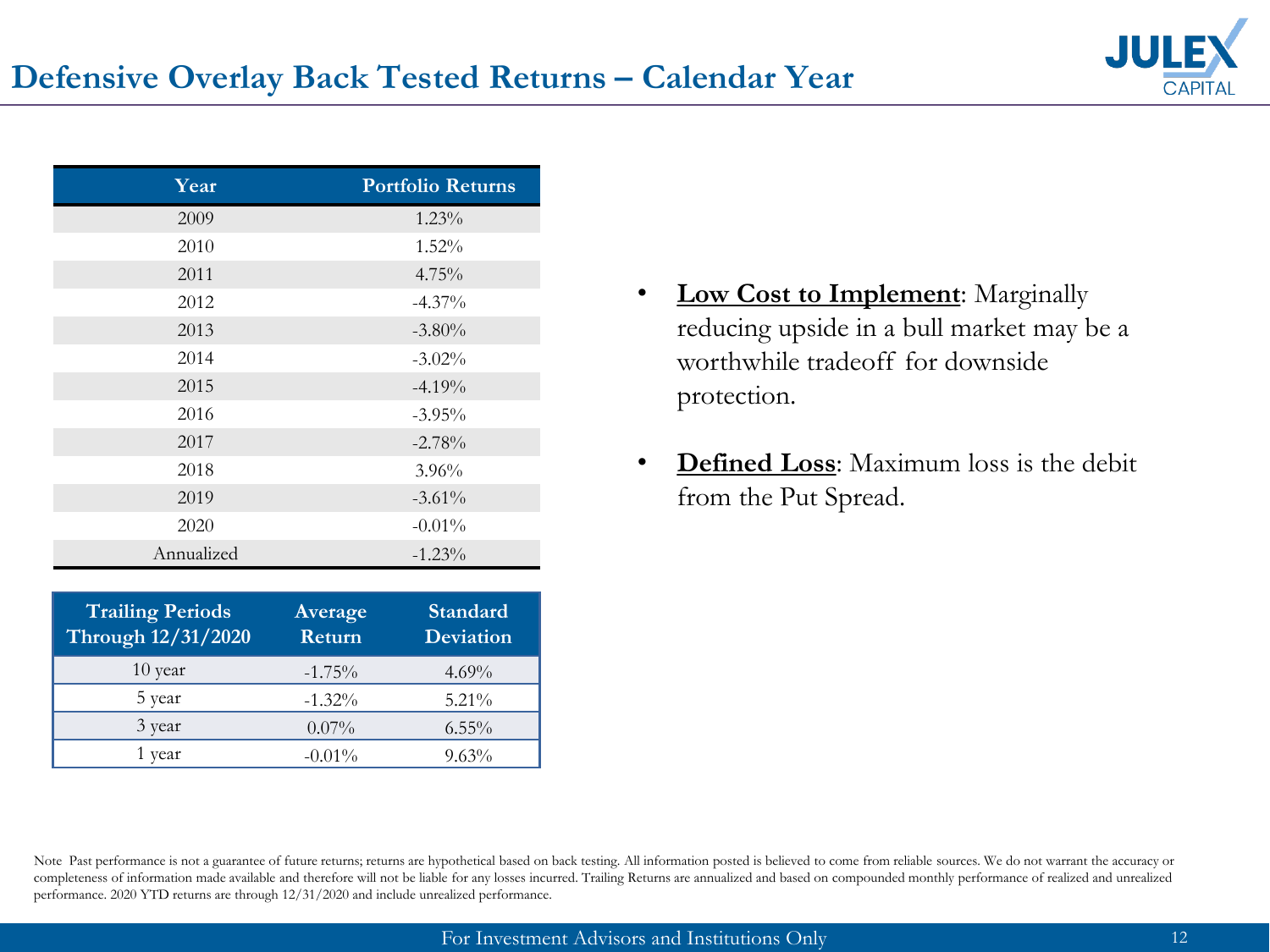# Defensive Overlay Back Tested Returns – Calendar Year

| Year | Portfolio Returns |
|---|---|
| 2009 | 1.23% |
| 2010 | 1.52% |
| 2011 | 4.75% |
| 2012 | -4.37% |
| 2013 | -3.80% |
| 2014 | -3.02% |
| 2015 | -4.19% |
| 2016 | -3.95% |
| 2017 | -2.78% |
| 2018 | 3.96% |
| 2019 | -3.61% |
| 2020 | -0.01% |
| Annualized | -1.23% |

| Trailing Periods Through 12/31/2020 | Average Return | Standard Deviation |
|---|---|---|
| 10 year | -1.75% | 4.69% |
| 5 year | -1.32% | 5.21% |
| 3 year | 0.07% | 6.55% |
| 1 year | -0.01% | 9.63% |

- **Low Cost to Implement**: Marginally reducing upside in a bull market may be a worthwhile tradeoff for downside protection.
- **Defined Loss**: Maximum loss is the debit from the Put Spread.

Note Past performance is not a guarantee of future returns; returns are hypothetical based on back testing. All information posted is believed to come from reliable sources. We do not warrant the accuracy or completeness of information made available and therefore will not be liable for any losses incurred. Trailing Returns are annualized and based on compounded monthly performance of realized and unrealized performance. 2020 YTD returns are through 12/31/2020 and include unrealized performance.

For Investment Advisors and Institutions Only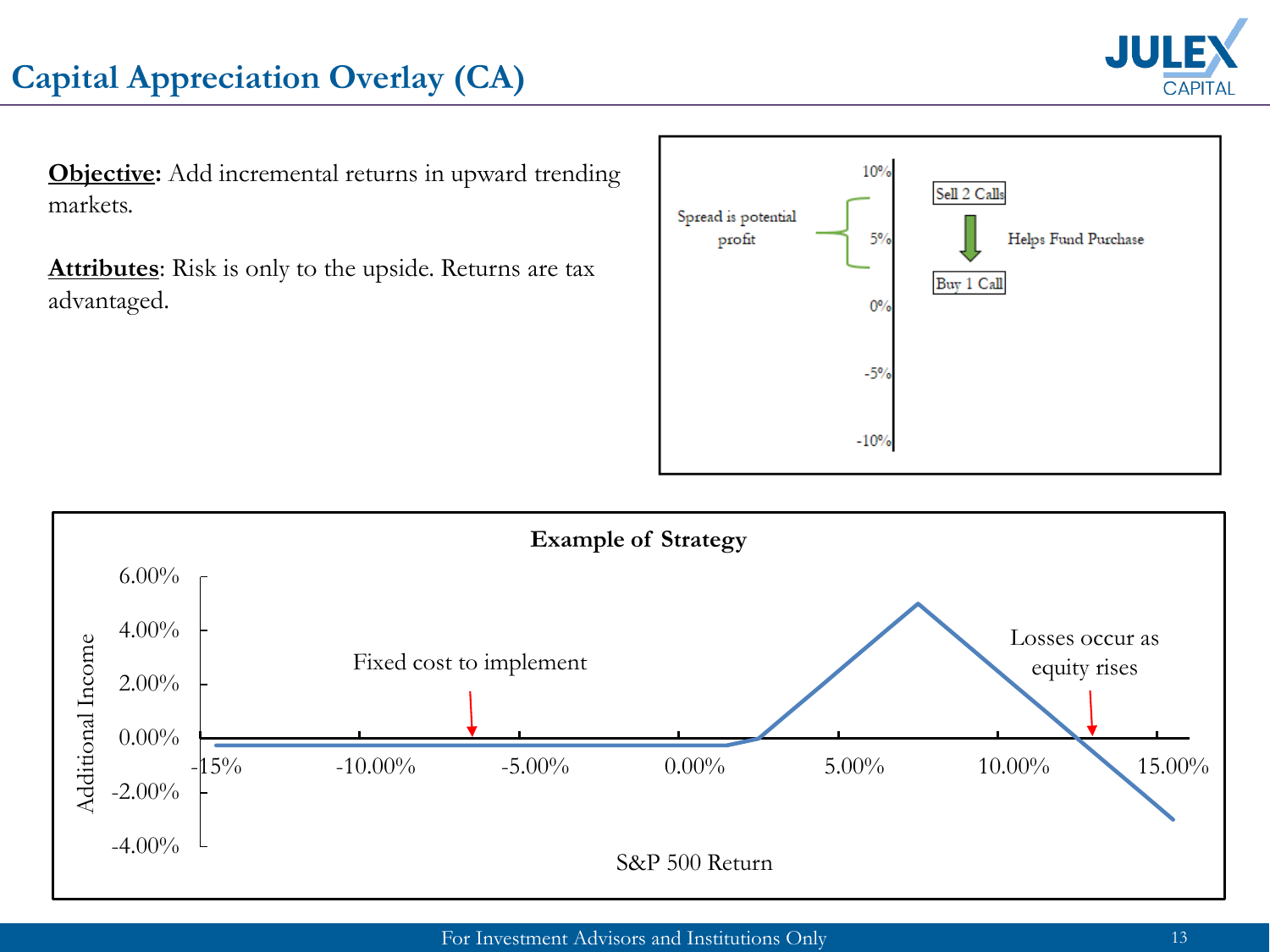# Capital Appreciation Overlay (CA)

**Objective:** Add incremental returns in upward trending markets.

**Attributes**: Risk is only to the upside. Returns are tax advantaged.

Spread is potential profit

10%
5%
0%
-5%
-10%

Sell 2 Calls

Helps Fund Purchase

Buy 1 Call

**Example of Strategy**

Additional Income

6.00%
4.00%
2.00%
0.00%
-2.00%
-4.00%

-15% -10.00% -5.00% 0.00% 5.00% 10.00% 15.00%

S&P 500 Return

Fixed cost to implement

Losses occur as equity rises

For Investment Advisors and Institutions Only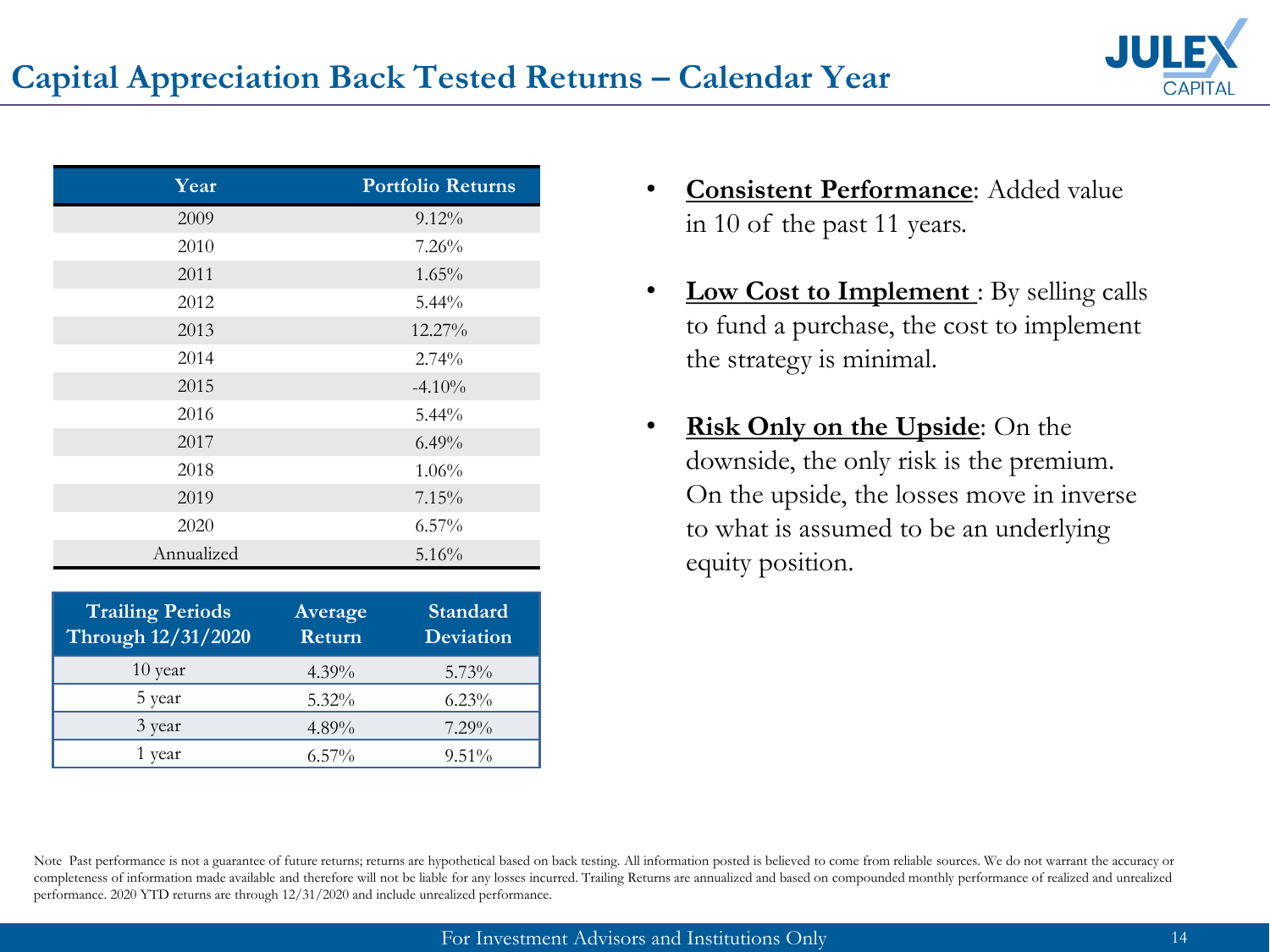# Capital Appreciation Back Tested Returns – Calendar Year

| Year | Portfolio Returns |
|---|---|
| 2009 | 9.12% |
| 2010 | 7.26% |
| 2011 | 1.65% |
| 2012 | 5.44% |
| 2013 | 12.27% |
| 2014 | 2.74% |
| 2015 | -4.10% |
| 2016 | 5.44% |
| 2017 | 6.49% |
| 2018 | 1.06% |
| 2019 | 7.15% |
| 2020 | 6.57% |
| Annualized | 5.16% |

| Trailing Periods Through 12/31/2020 | Average Return | Standard Deviation |
|---|---|---|
| 10 year | 4.39% | 5.73% |
| 5 year | 5.32% | 6.23% |
| 3 year | 4.89% | 7.29% |
| 1 year | 6.57% | 9.51% |

- **Consistent Performance**: Added value in 10 of the past 11 years.
- **Low Cost to Implement** : By selling calls to fund a purchase, the cost to implement the strategy is minimal.
- **Risk Only on the Upside**: On the downside, the only risk is the premium. On the upside, the losses move in inverse to what is assumed to be an underlying equity position.

Note Past performance is not a guarantee of future returns; returns are hypothetical based on back testing. All information posted is believed to come from reliable sources. We do not warrant the accuracy or completeness of information made available and therefore will not be liable for any losses incurred. Trailing Returns are annualized and based on compounded monthly performance of realized and unrealized performance. 2020 YTD returns are through 12/31/2020 and include unrealized performance.

For Investment Advisors and Institutions Only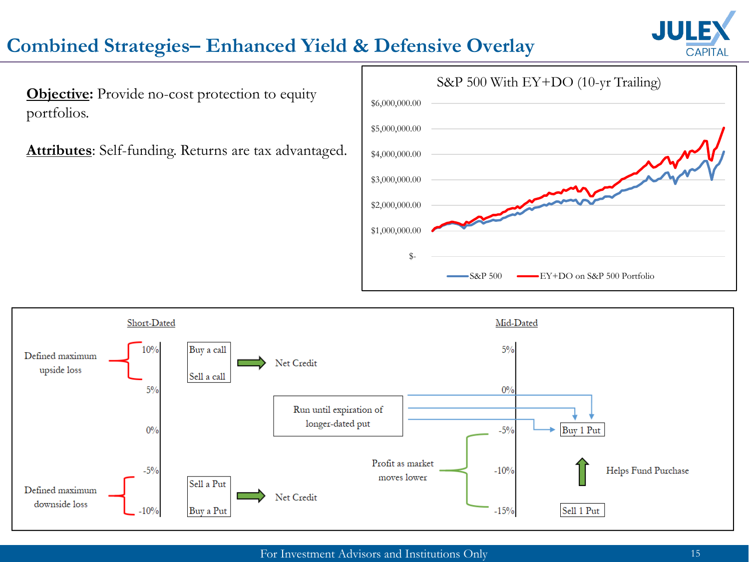# Combined Strategies– Enhanced Yield & Defensive Overlay

**Objective:** Provide no-cost protection to equity portfolios.

**Attributes**: Self-funding. Returns are tax advantaged.

S&P 500 With EY+DO (10-yr Trailing)

$6,000,000.00
$5,000,000.00
$4,000,000.00
$3,000,000.00
$2,000,000.00
$1,000,000.00
$-

S&P 500 — EY+DO on S&P 500 Portfolio

Short-Dated

Defined maximum upside loss — 10% — 5% — 0% — -5% — -10%

Buy a call / Sell a call → Net Credit

Defined maximum downside loss

Sell a Put / Buy a Put → Net Credit

Run until expiration of longer-dated put

Mid-Dated

5% — 0% — -5% — -10% — -15%

Buy 1 Put

Profit as market moves lower

Helps Fund Purchase

Sell 1 Put

For Investment Advisors and Institutions Only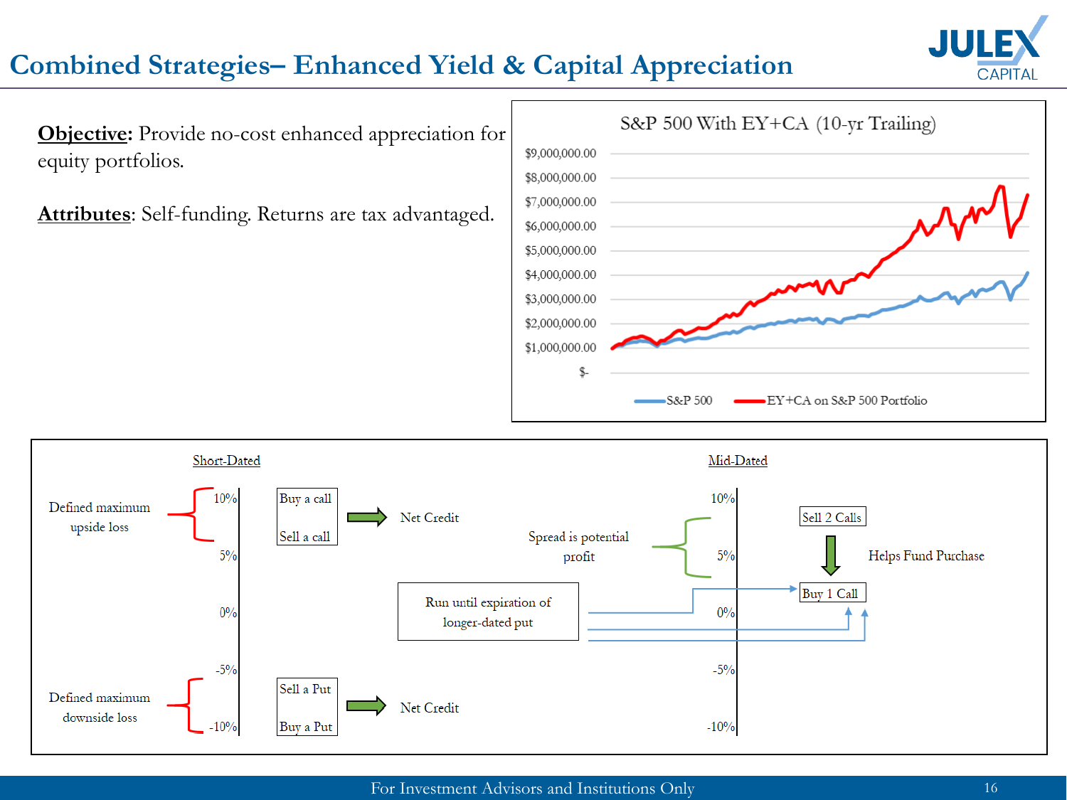# Combined Strategies– Enhanced Yield & Capital Appreciation

**Objective:** Provide no-cost enhanced appreciation for equity portfolios.

**Attributes**: Self-funding. Returns are tax advantaged.

S&P 500 With EY+CA (10-yr Trailing)

$9,000,000.00
$8,000,000.00
$7,000,000.00
$6,000,000.00
$5,000,000.00
$4,000,000.00
$3,000,000.00
$2,000,000.00
$1,000,000.00
$-

S&P 500 — EY+CA on S&P 500 Portfolio

Short-Dated

Defined maximum upside loss

10%

5%

0%

-5%

-10%

Buy a call

Sell a call

Net Credit

Defined maximum downside loss

Sell a Put

Buy a Put

Net Credit

Run until expiration of longer-dated put

Mid-Dated

Spread is potential profit

10%

5%

0%

-5%

-10%

Sell 2 Calls

Helps Fund Purchase

Buy 1 Call

For Investment Advisors and Institutions Only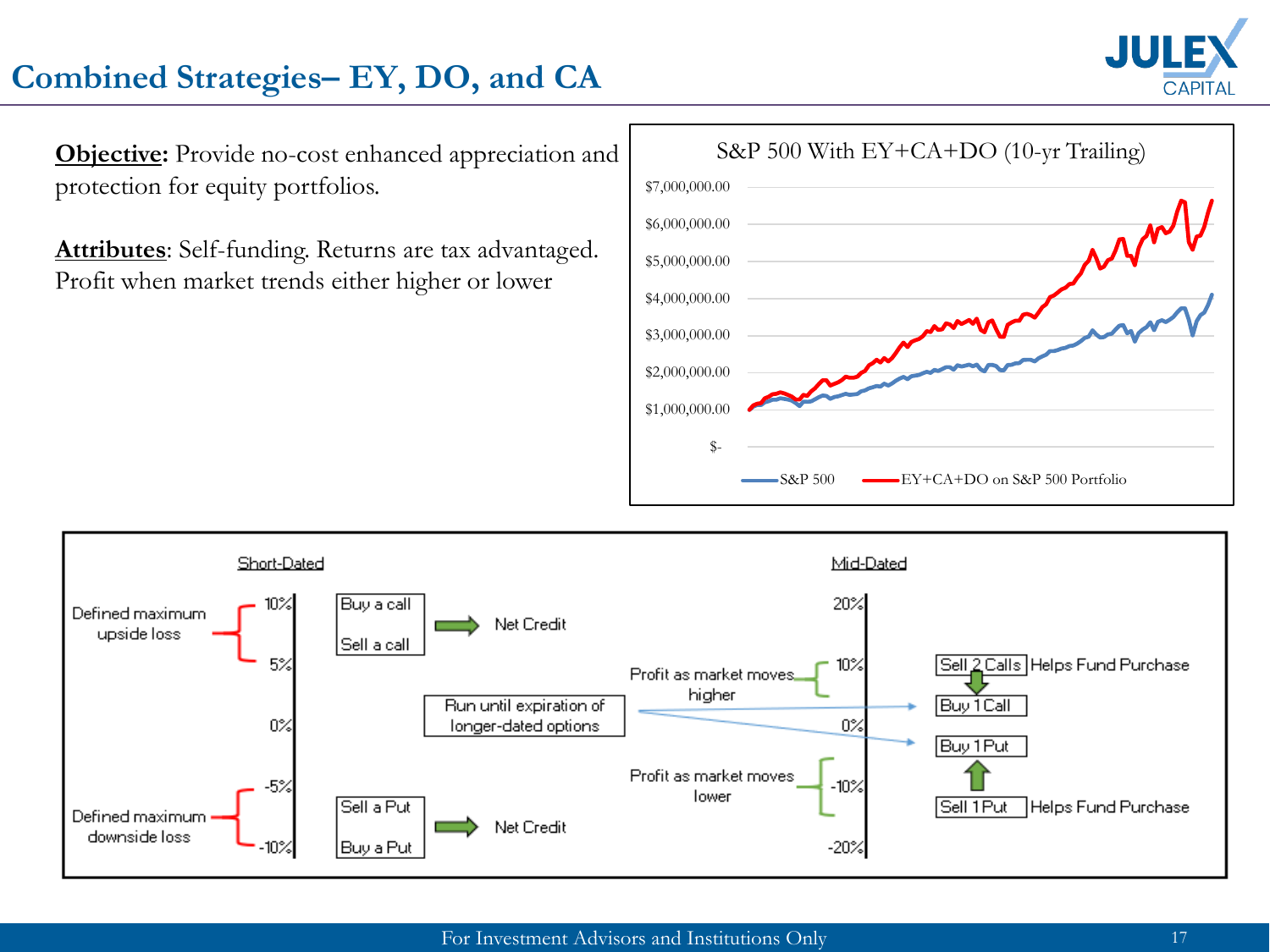# Combined Strategies– EY, DO, and CA

**Objective:** Provide no-cost enhanced appreciation and protection for equity portfolios.

**Attributes**: Self-funding. Returns are tax advantaged. Profit when market trends either higher or lower

S&P 500 With EY+CA+DO (10-yr Trailing)

$7,000,000.00
$6,000,000.00
$5,000,000.00
$4,000,000.00
$3,000,000.00
$2,000,000.00
$1,000,000.00
$-

S&P 500 — EY+CA+DO on S&P 500 Portfolio

Short-Dated

Defined maximum upside loss — 10% / 5%

Buy a call / Sell a call → Net Credit

0%

Run until expiration of longer-dated options

Defined maximum downside loss — -5% / -10%

Sell a Put / Buy a Put → Net Credit

Mid-Dated

20%

Profit as market moves higher — 10%

0%

Profit as market moves lower — -10%

-20%

Sell 2 Calls — Helps Fund Purchase

Buy 1 Call

Buy 1 Put

Sell 1 Put — Helps Fund Purchase

For Investment Advisors and Institutions Only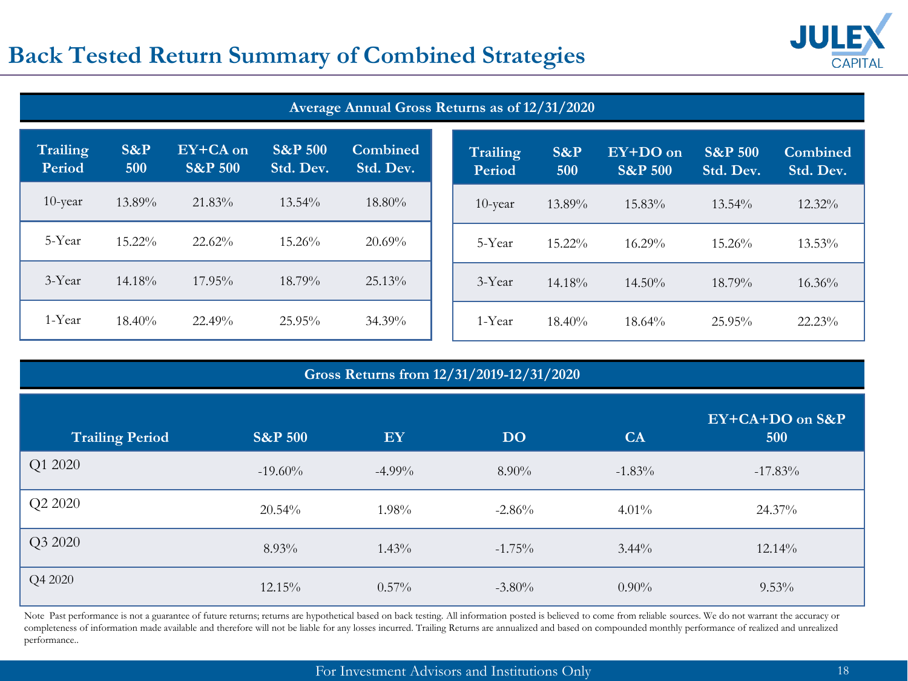# Back Tested Return Summary of Combined Strategies

## Average Annual Gross Returns as of 12/31/2020

| Trailing Period | S&P 500 | EY+CA on S&P 500 | S&P 500 Std. Dev. | Combined Std. Dev. |
|---|---|---|---|---|
| 10-year | 13.89% | 21.83% | 13.54% | 18.80% |
| 5-Year | 15.22% | 22.62% | 15.26% | 20.69% |
| 3-Year | 14.18% | 17.95% | 18.79% | 25.13% |
| 1-Year | 18.40% | 22.49% | 25.95% | 34.39% |

| Trailing Period | S&P 500 | EY+DO on S&P 500 | S&P 500 Std. Dev. | Combined Std. Dev. |
|---|---|---|---|---|
| 10-year | 13.89% | 15.83% | 13.54% | 12.32% |
| 5-Year | 15.22% | 16.29% | 15.26% | 13.53% |
| 3-Year | 14.18% | 14.50% | 18.79% | 16.36% |
| 1-Year | 18.40% | 18.64% | 25.95% | 22.23% |

## Gross Returns from 12/31/2019-12/31/2020

| Trailing Period | S&P 500 | EY | DO | CA | EY+CA+DO on S&P 500 |
|---|---|---|---|---|---|
| Q1 2020 | -19.60% | -4.99% | 8.90% | -1.83% | -17.83% |
| Q2 2020 | 20.54% | 1.98% | -2.86% | 4.01% | 24.37% |
| Q3 2020 | 8.93% | 1.43% | -1.75% | 3.44% | 12.14% |
| Q4 2020 | 12.15% | 0.57% | -3.80% | 0.90% | 9.53% |

Note Past performance is not a guarantee of future returns; returns are hypothetical based on back testing. All information posted is believed to come from reliable sources. We do not warrant the accuracy or completeness of information made available and therefore will not be liable for any losses incurred. Trailing Returns are annualized and based on compounded monthly performance of realized and unrealized performance..

For Investment Advisors and Institutions Only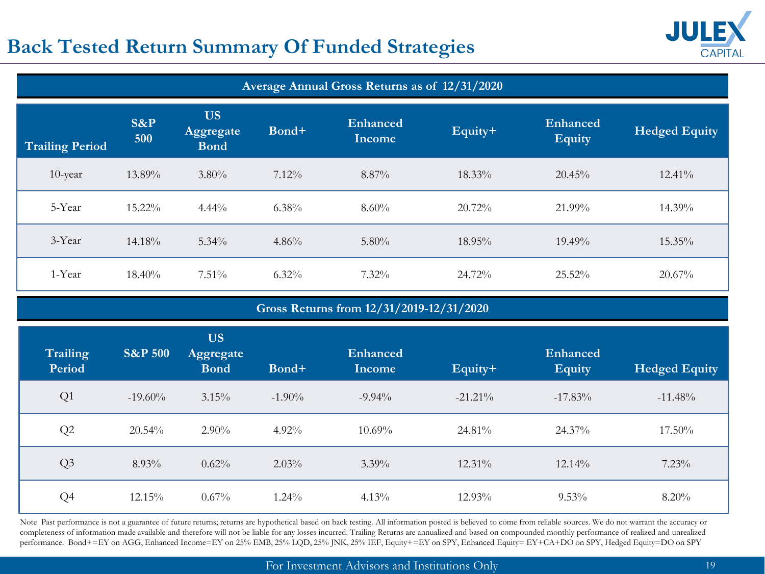# Back Tested Return Summary Of Funded Strategies

**Average Annual Gross Returns as of 12/31/2020**

| Trailing Period | S&P 500 | US Aggregate Bond | Bond+ | Enhanced Income | Equity+ | Enhanced Equity | Hedged Equity |
|---|---|---|---|---|---|---|---|
| 10-year | 13.89% | 3.80% | 7.12% | 8.87% | 18.33% | 20.45% | 12.41% |
| 5-Year | 15.22% | 4.44% | 6.38% | 8.60% | 20.72% | 21.99% | 14.39% |
| 3-Year | 14.18% | 5.34% | 4.86% | 5.80% | 18.95% | 19.49% | 15.35% |
| 1-Year | 18.40% | 7.51% | 6.32% | 7.32% | 24.72% | 25.52% | 20.67% |

**Gross Returns from 12/31/2019-12/31/2020**

| Trailing Period | S&P 500 | US Aggregate Bond | Bond+ | Enhanced Income | Equity+ | Enhanced Equity | Hedged Equity |
|---|---|---|---|---|---|---|---|
| Q1 | -19.60% | 3.15% | -1.90% | -9.94% | -21.21% | -17.83% | -11.48% |
| Q2 | 20.54% | 2.90% | 4.92% | 10.69% | 24.81% | 24.37% | 17.50% |
| Q3 | 8.93% | 0.62% | 2.03% | 3.39% | 12.31% | 12.14% | 7.23% |
| Q4 | 12.15% | 0.67% | 1.24% | 4.13% | 12.93% | 9.53% | 8.20% |

Note Past performance is not a guarantee of future returns; returns are hypothetical based on back testing. All information posted is believed to come from reliable sources. We do not warrant the accuracy or completeness of information made available and therefore will not be liable for any losses incurred. Trailing Returns are annualized and based on compounded monthly performance of realized and unrealized performance. Bond+=EY on AGG, Enhanced Income=EY on 25% EMB, 25% LQD, 25% JNK, 25% IEF, Equity+=EY on SPY, Enhanced Equity= EY+CA+DO on SPY, Hedged Equity=DO on SPY

For Investment Advisors and Institutions Only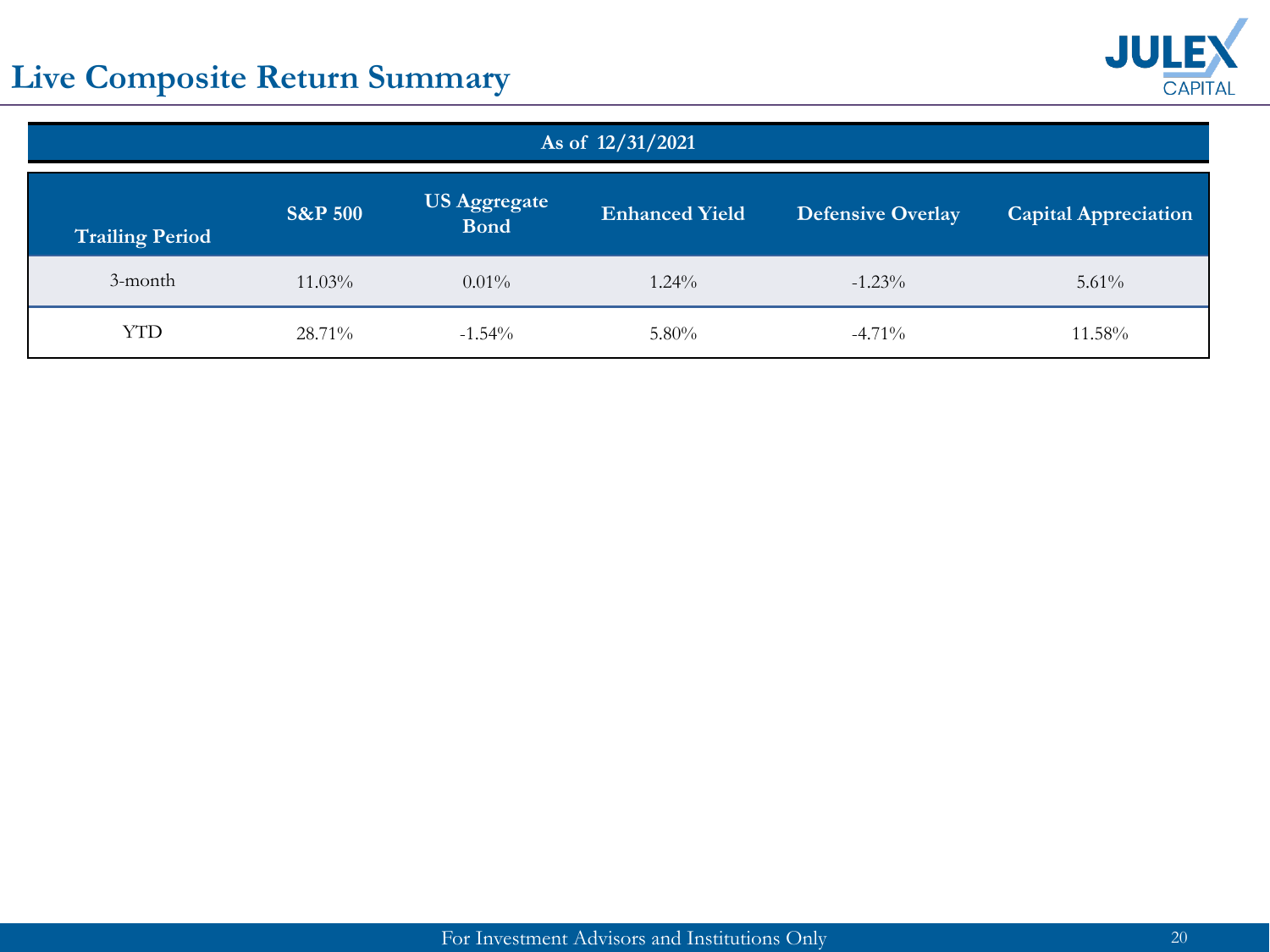# Live Composite Return Summary

| As of 12/31/2021 | | | | | |
|---|---|---|---|---|---|
| **Trailing Period** | **S&P 500** | **US Aggregate Bond** | **Enhanced Yield** | **Defensive Overlay** | **Capital Appreciation** |
| 3-month | 11.03% | 0.01% | 1.24% | -1.23% | 5.61% |
| YTD | 28.71% | -1.54% | 5.80% | -4.71% | 11.58% |

For Investment Advisors and Institutions Only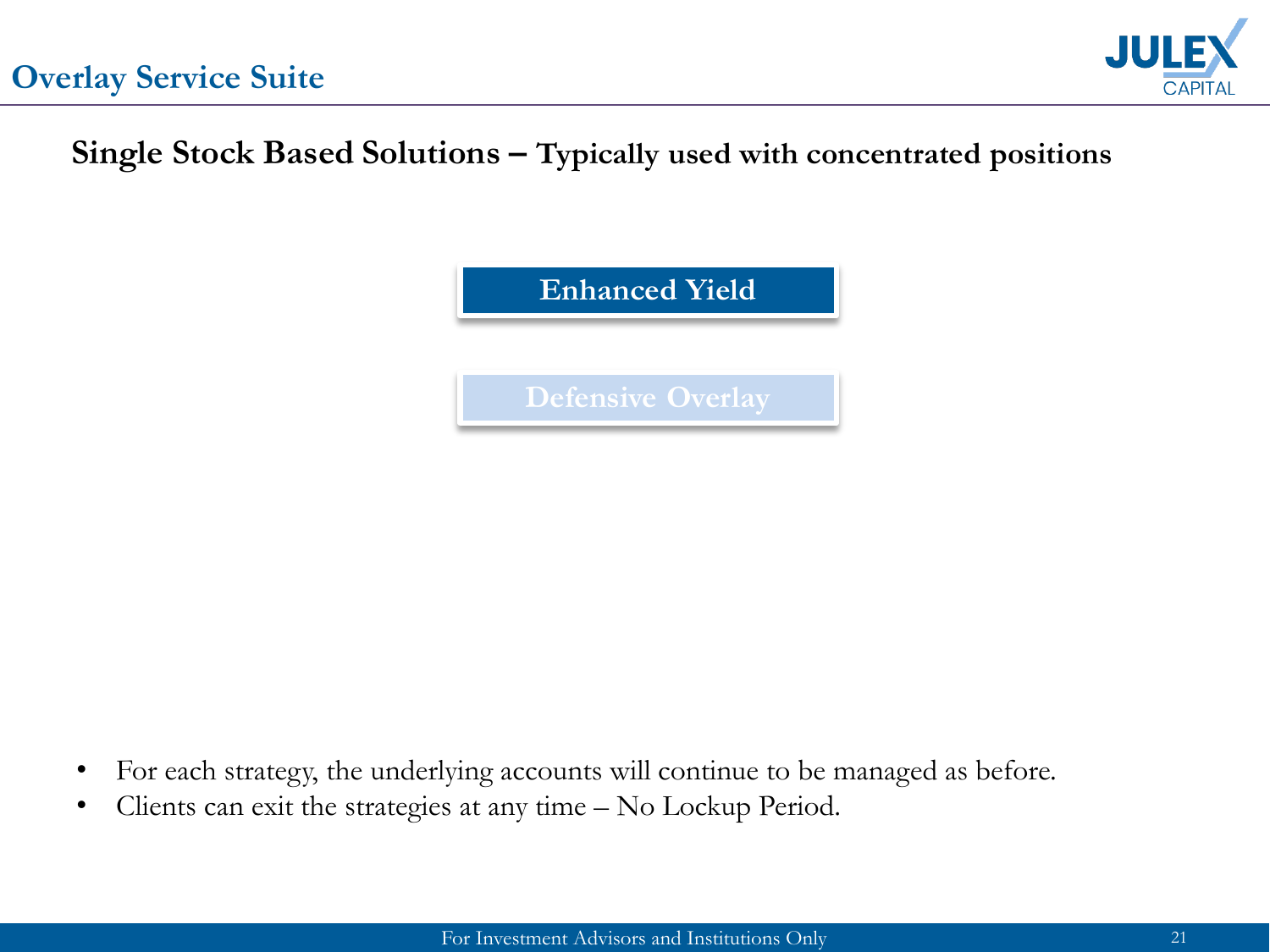# Overlay Service Suite

**Single Stock Based Solutions – Typically used with concentrated positions**

**Enhanced Yield**

**Defensive Overlay**

- For each strategy, the underlying accounts will continue to be managed as before.
- Clients can exit the strategies at any time – No Lockup Period.

For Investment Advisors and Institutions Only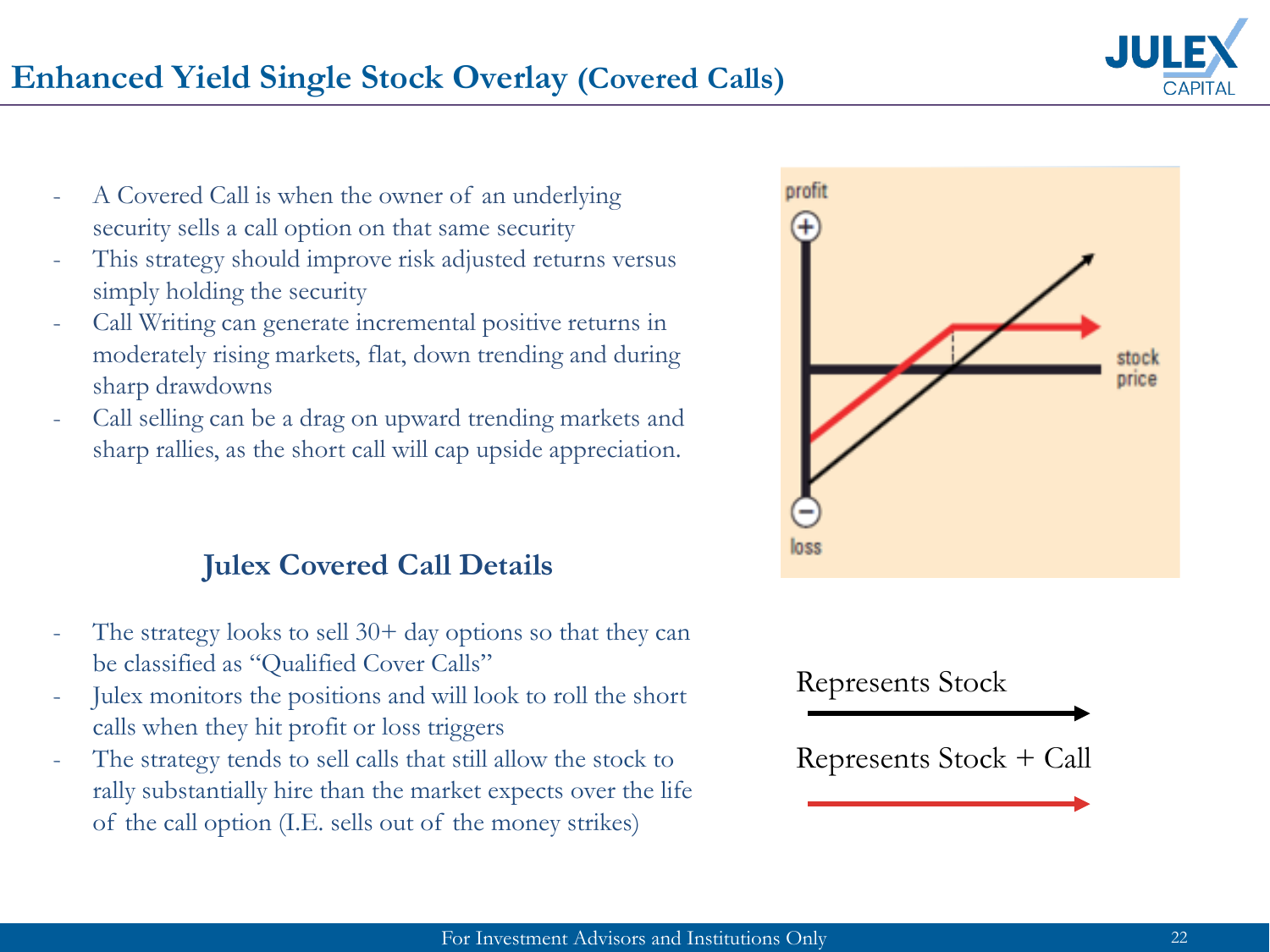# Enhanced Yield Single Stock Overlay (Covered Calls)

- A Covered Call is when the owner of an underlying security sells a call option on that same security
- This strategy should improve risk adjusted returns versus simply holding the security
- Call Writing can generate incremental positive returns in moderately rising markets, flat, down trending and during sharp drawdowns
- Call selling can be a drag on upward trending markets and sharp rallies, as the short call will cap upside appreciation.

profit

loss

stock price

Represents Stock

Represents Stock + Call

## Julex Covered Call Details

- The strategy looks to sell 30+ day options so that they can be classified as "Qualified Cover Calls"
- Julex monitors the positions and will look to roll the short calls when they hit profit or loss triggers
- The strategy tends to sell calls that still allow the stock to rally substantially hire than the market expects over the life of the call option (I.E. sells out of the money strikes)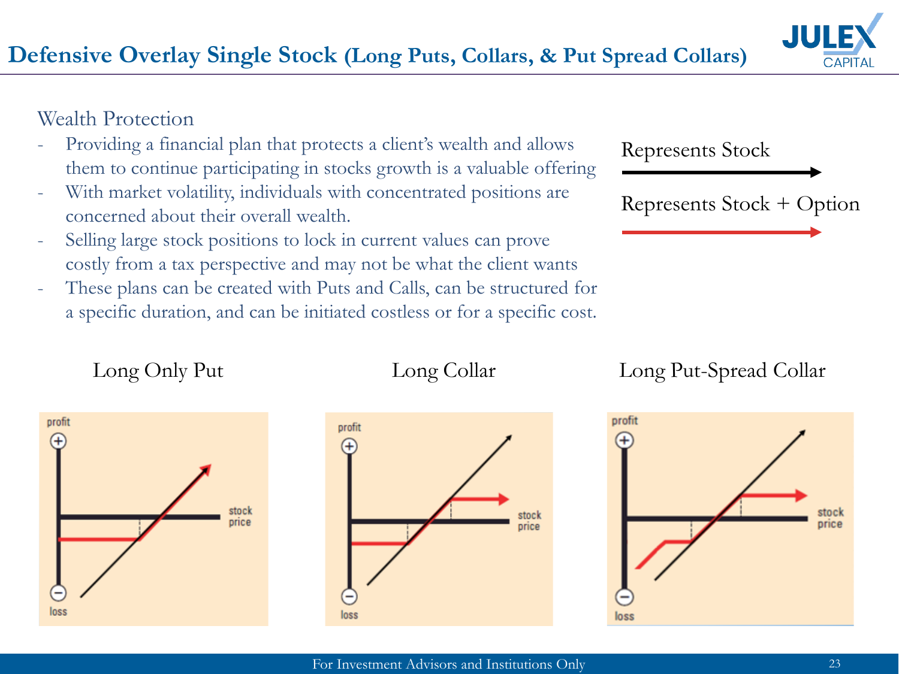# Defensive Overlay Single Stock (Long Puts, Collars, & Put Spread Collars)

Wealth Protection

- Providing a financial plan that protects a client's wealth and allows them to continue participating in stocks growth is a valuable offering
- With market volatility, individuals with concentrated positions are concerned about their overall wealth.
- Selling large stock positions to lock in current values can prove costly from a tax perspective and may not be what the client wants
- These plans can be created with Puts and Calls, can be structured for a specific duration, and can be initiated costless or for a specific cost.

Represents Stock

Represents Stock + Option

Long Only Put

Long Collar

Long Put-Spread Collar

For Investment Advisors and Institutions Only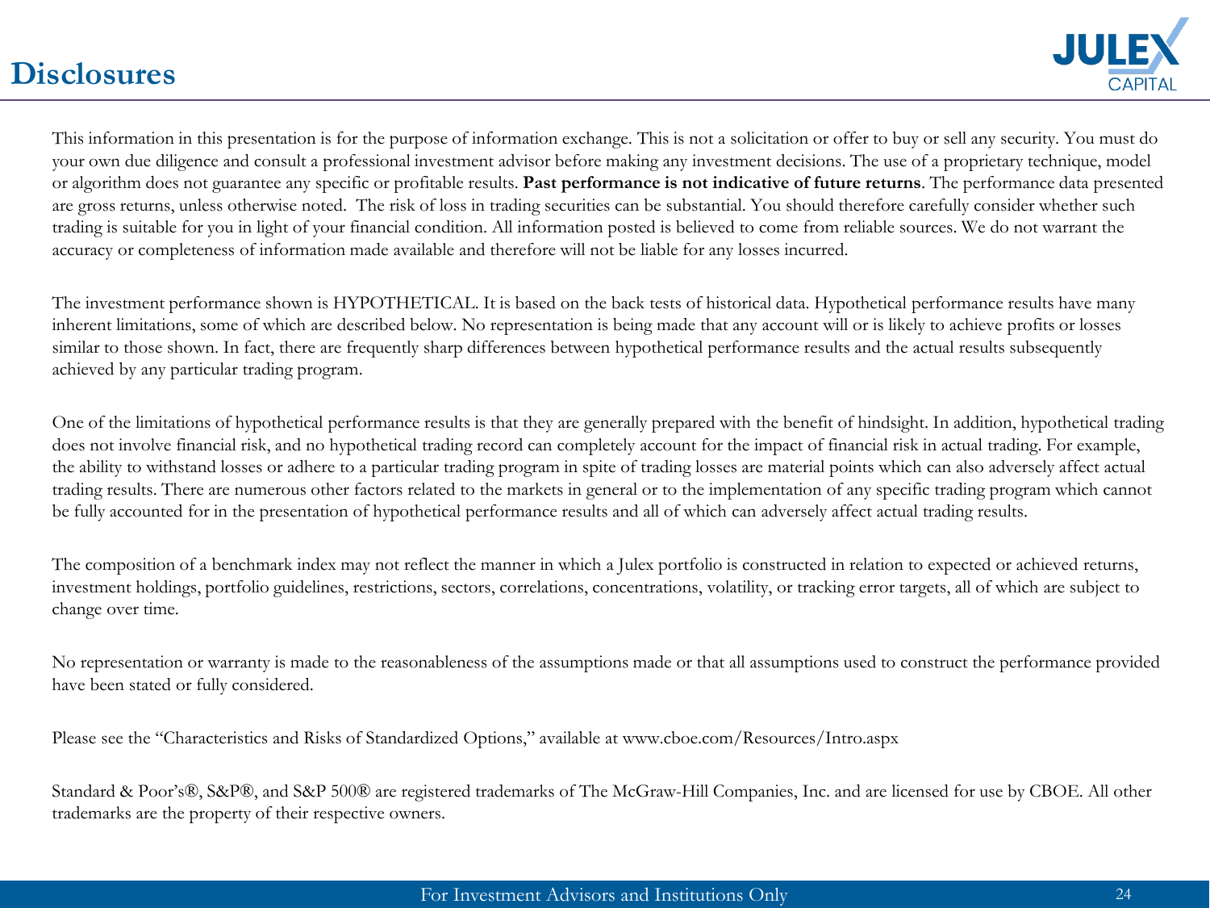# Disclosures

This information in this presentation is for the purpose of information exchange. This is not a solicitation or offer to buy or sell any security. You must do your own due diligence and consult a professional investment advisor before making any investment decisions. The use of a proprietary technique, model or algorithm does not guarantee any specific or profitable results. **Past performance is not indicative of future returns**. The performance data presented are gross returns, unless otherwise noted. The risk of loss in trading securities can be substantial. You should therefore carefully consider whether such trading is suitable for you in light of your financial condition. All information posted is believed to come from reliable sources. We do not warrant the accuracy or completeness of information made available and therefore will not be liable for any losses incurred.

The investment performance shown is HYPOTHETICAL. It is based on the back tests of historical data. Hypothetical performance results have many inherent limitations, some of which are described below. No representation is being made that any account will or is likely to achieve profits or losses similar to those shown. In fact, there are frequently sharp differences between hypothetical performance results and the actual results subsequently achieved by any particular trading program.

One of the limitations of hypothetical performance results is that they are generally prepared with the benefit of hindsight. In addition, hypothetical trading does not involve financial risk, and no hypothetical trading record can completely account for the impact of financial risk in actual trading. For example, the ability to withstand losses or adhere to a particular trading program in spite of trading losses are material points which can also adversely affect actual trading results. There are numerous other factors related to the markets in general or to the implementation of any specific trading program which cannot be fully accounted for in the presentation of hypothetical performance results and all of which can adversely affect actual trading results.

The composition of a benchmark index may not reflect the manner in which a Julex portfolio is constructed in relation to expected or achieved returns, investment holdings, portfolio guidelines, restrictions, sectors, correlations, concentrations, volatility, or tracking error targets, all of which are subject to change over time.

No representation or warranty is made to the reasonableness of the assumptions made or that all assumptions used to construct the performance provided have been stated or fully considered.

Please see the "Characteristics and Risks of Standardized Options," available at www.cboe.com/Resources/Intro.aspx

Standard & Poor's®, S&P®, and S&P 500® are registered trademarks of The McGraw-Hill Companies, Inc. and are licensed for use by CBOE. All other trademarks are the property of their respective owners.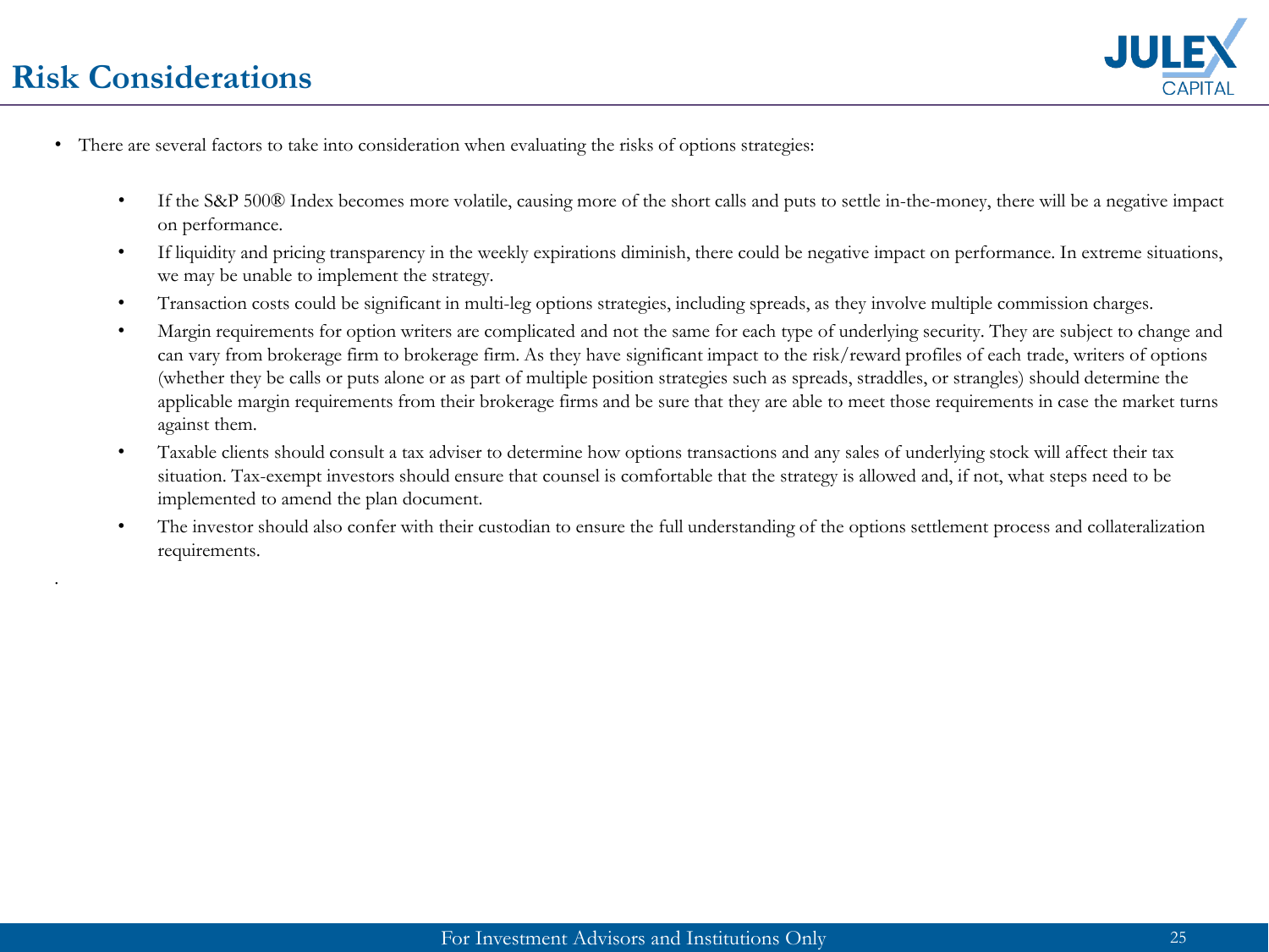# Risk Considerations

- There are several factors to take into consideration when evaluating the risks of options strategies:
  - If the S&P 500® Index becomes more volatile, causing more of the short calls and puts to settle in-the-money, there will be a negative impact on performance.
  - If liquidity and pricing transparency in the weekly expirations diminish, there could be negative impact on performance. In extreme situations, we may be unable to implement the strategy.
  - Transaction costs could be significant in multi-leg options strategies, including spreads, as they involve multiple commission charges.
  - Margin requirements for option writers are complicated and not the same for each type of underlying security. They are subject to change and can vary from brokerage firm to brokerage firm. As they have significant impact to the risk/reward profiles of each trade, writers of options (whether they be calls or puts alone or as part of multiple position strategies such as spreads, straddles, or strangles) should determine the applicable margin requirements from their brokerage firms and be sure that they are able to meet those requirements in case the market turns against them.
  - Taxable clients should consult a tax adviser to determine how options transactions and any sales of underlying stock will affect their tax situation. Tax-exempt investors should ensure that counsel is comfortable that the strategy is allowed and, if not, what steps need to be implemented to amend the plan document.
  - The investor should also confer with their custodian to ensure the full understanding of the options settlement process and collateralization requirements.

For Investment Advisors and Institutions Only